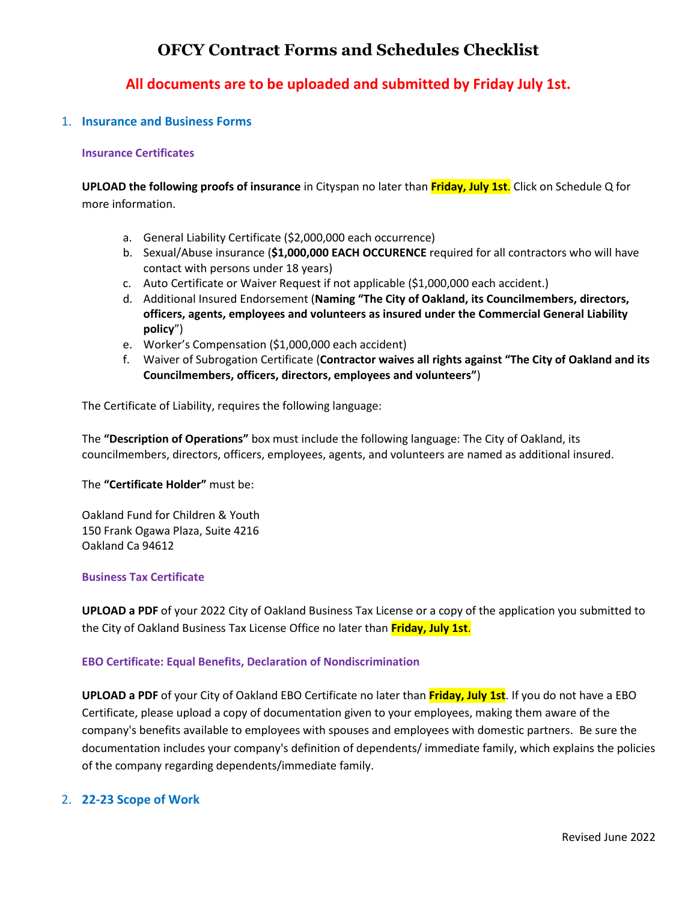# OFCY Contract Forms and Schedules Checklist

## All documents are to be uploaded and submitted by Friday July 1st.

1. **Insurance and Business Forms**

### Insurance Certificates

**UPLOAD the following proofs of insurance** in Cityspan no later than **Friday, July 1st**. Click on Schedule Q for more information.

a. General Liability Certificate ($2,000,000 each occurrence)
b. Sexual/Abuse insurance (**$1,000,000 EACH OCCURENCE** required for all contractors who will have contact with persons under 18 years)
c. Auto Certificate or Waiver Request if not applicable ($1,000,000 each accident.)
d. Additional Insured Endorsement (**Naming "The City of Oakland, its Councilmembers, directors, officers, agents, employees and volunteers as insured under the Commercial General Liability policy**")
e. Worker's Compensation ($1,000,000 each accident)
f. Waiver of Subrogation Certificate (**Contractor waives all rights against "The City of Oakland and its Councilmembers, officers, directors, employees and volunteers"**)

The Certificate of Liability, requires the following language:

The **"Description of Operations"** box must include the following language: The City of Oakland, its councilmembers, directors, officers, employees, agents, and volunteers are named as additional insured.

The **"Certificate Holder"** must be:

Oakland Fund for Children & Youth
150 Frank Ogawa Plaza, Suite 4216
Oakland Ca 94612

### Business Tax Certificate

**UPLOAD a PDF** of your 2022 City of Oakland Business Tax License or a copy of the application you submitted to the City of Oakland Business Tax License Office no later than **Friday, July 1st**.

### EBO Certificate: Equal Benefits, Declaration of Nondiscrimination

**UPLOAD a PDF** of your City of Oakland EBO Certificate no later than **Friday, July 1st**. If you do not have a EBO Certificate, please upload a copy of documentation given to your employees, making them aware of the company's benefits available to employees with spouses and employees with domestic partners. Be sure the documentation includes your company's definition of dependents/ immediate family, which explains the policies of the company regarding dependents/immediate family.

2. **22-23 Scope of Work**

Revised June 2022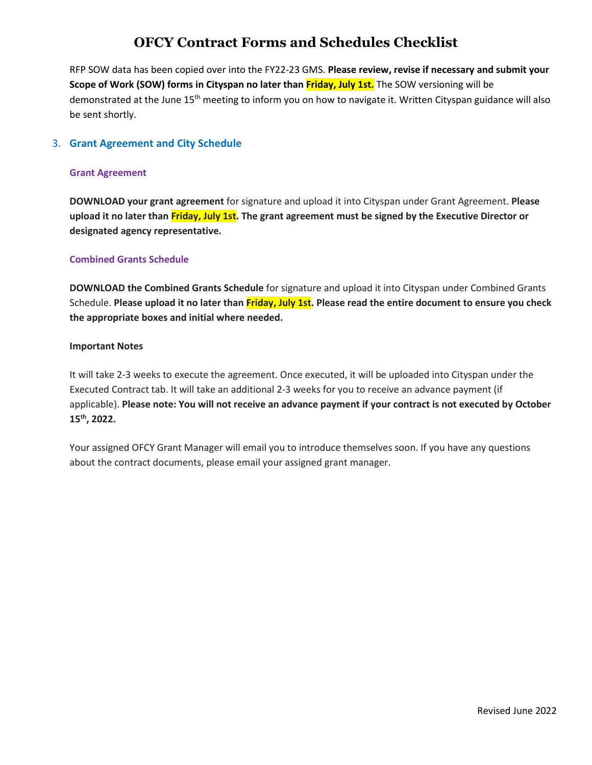# OFCY Contract Forms and Schedules Checklist

RFP SOW data has been copied over into the FY22-23 GMS. **Please review, revise if necessary and submit your Scope of Work (SOW) forms in Cityspan no later than Friday, July 1st.** The SOW versioning will be demonstrated at the June 15th meeting to inform you on how to navigate it. Written Cityspan guidance will also be sent shortly.

## 3. Grant Agreement and City Schedule

### Grant Agreement

**DOWNLOAD your grant agreement** for signature and upload it into Cityspan under Grant Agreement. **Please upload it no later than Friday, July 1st. The grant agreement must be signed by the Executive Director or designated agency representative.**

### Combined Grants Schedule

**DOWNLOAD the Combined Grants Schedule** for signature and upload it into Cityspan under Combined Grants Schedule. **Please upload it no later than Friday, July 1st. Please read the entire document to ensure you check the appropriate boxes and initial where needed.**

**Important Notes**

It will take 2-3 weeks to execute the agreement. Once executed, it will be uploaded into Cityspan under the Executed Contract tab. It will take an additional 2-3 weeks for you to receive an advance payment (if applicable). **Please note: You will not receive an advance payment if your contract is not executed by October 15th, 2022.**

Your assigned OFCY Grant Manager will email you to introduce themselves soon. If you have any questions about the contract documents, please email your assigned grant manager.

Revised June 2022